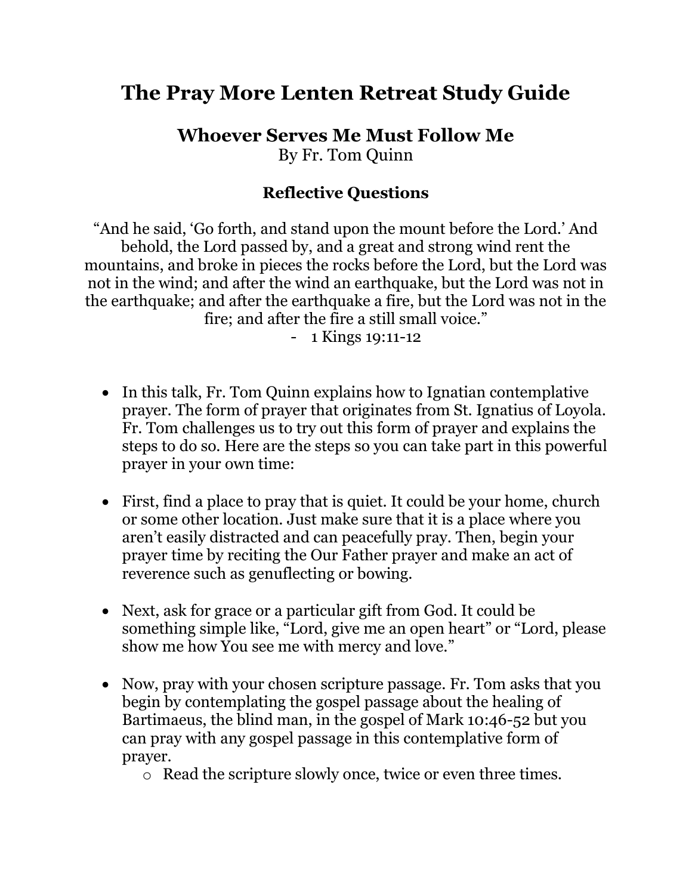# The Pray More Lenten Retreat Study Guide

## Whoever Serves Me Must Follow Me

By Fr. Tom Quinn

### Reflective Questions

"And he said, 'Go forth, and stand upon the mount before the Lord.' And behold, the Lord passed by, and a great and strong wind rent the mountains, and broke in pieces the rocks before the Lord, but the Lord was not in the wind; and after the wind an earthquake, but the Lord was not in the earthquake; and after the earthquake a fire, but the Lord was not in the fire; and after the fire a still small voice."

- 1 Kings 19:11-12

- In this talk, Fr. Tom Quinn explains how to Ignatian contemplative prayer. The form of prayer that originates from St. Ignatius of Loyola. Fr. Tom challenges us to try out this form of prayer and explains the steps to do so. Here are the steps so you can take part in this powerful prayer in your own time:

- First, find a place to pray that is quiet. It could be your home, church or some other location. Just make sure that it is a place where you aren't easily distracted and can peacefully pray. Then, begin your prayer time by reciting the Our Father prayer and make an act of reverence such as genuflecting or bowing.

- Next, ask for grace or a particular gift from God. It could be something simple like, "Lord, give me an open heart" or "Lord, please show me how You see me with mercy and love."

- Now, pray with your chosen scripture passage. Fr. Tom asks that you begin by contemplating the gospel passage about the healing of Bartimaeus, the blind man, in the gospel of Mark 10:46-52 but you can pray with any gospel passage in this contemplative form of prayer.
  - Read the scripture slowly once, twice or even three times.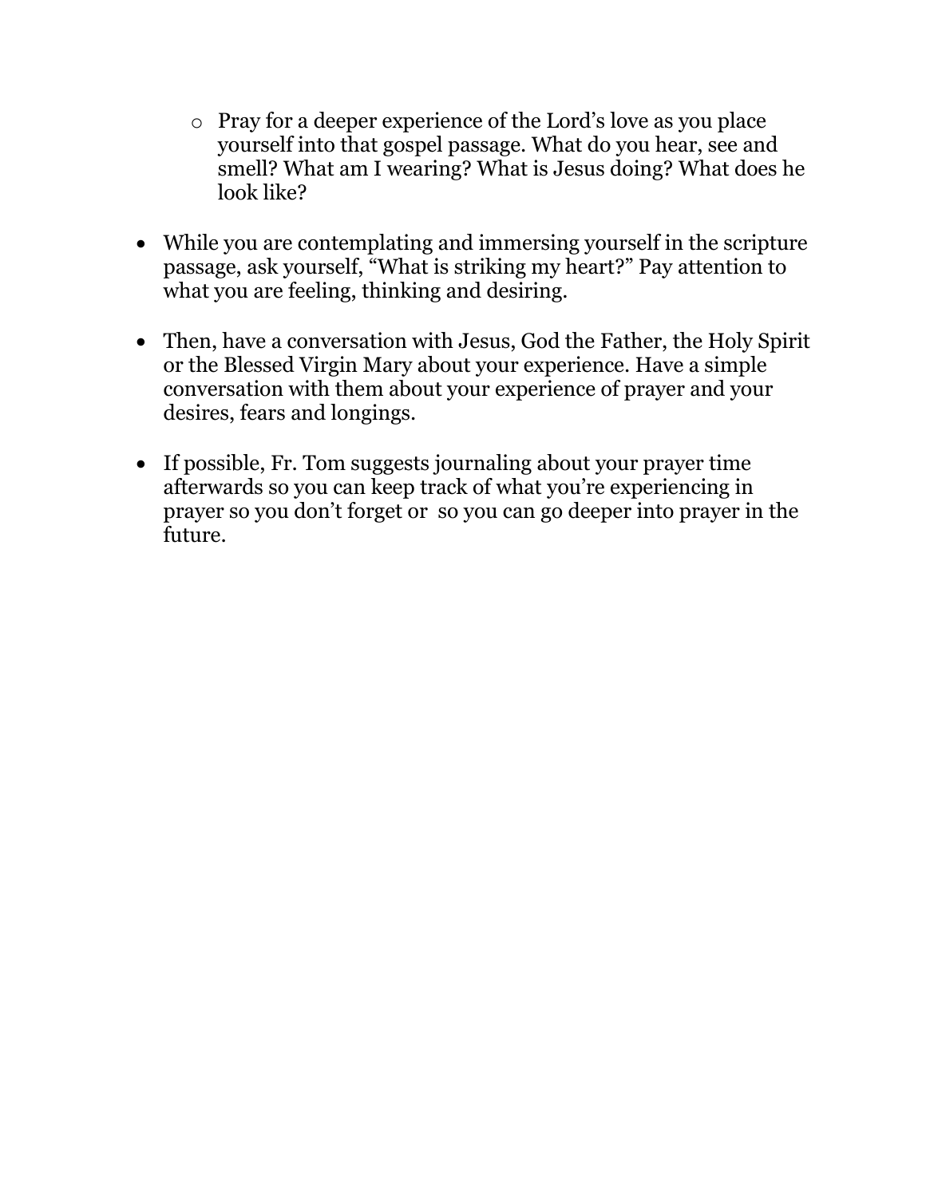- Pray for a deeper experience of the Lord's love as you place yourself into that gospel passage. What do you hear, see and smell? What am I wearing? What is Jesus doing? What does he look like?

- While you are contemplating and immersing yourself in the scripture passage, ask yourself, "What is striking my heart?" Pay attention to what you are feeling, thinking and desiring.

- Then, have a conversation with Jesus, God the Father, the Holy Spirit or the Blessed Virgin Mary about your experience. Have a simple conversation with them about your experience of prayer and your desires, fears and longings.

- If possible, Fr. Tom suggests journaling about your prayer time afterwards so you can keep track of what you're experiencing in prayer so you don't forget or so you can go deeper into prayer in the future.